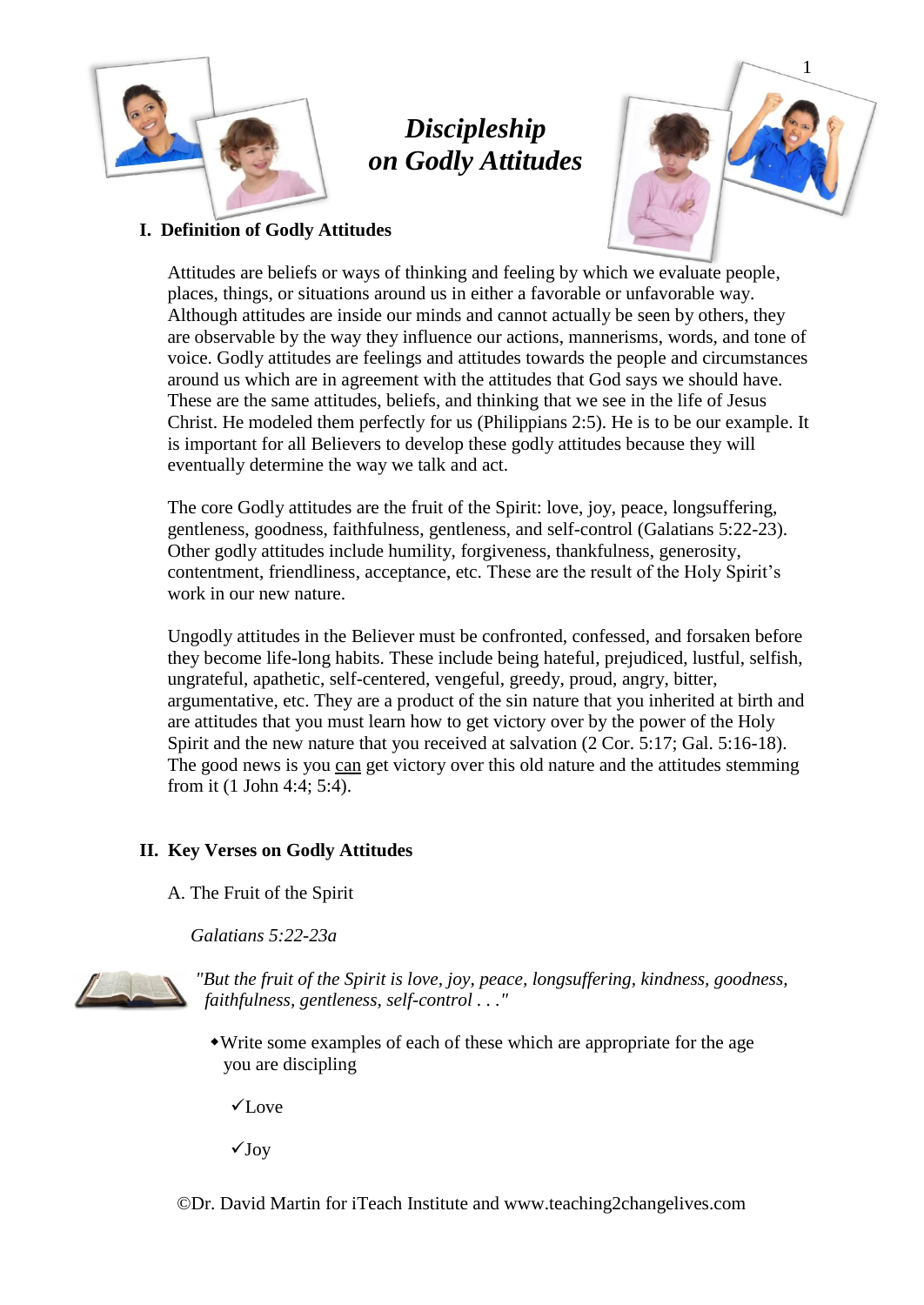# *Discipleship on Godly Attitudes*

## I. Definition of Godly Attitudes

Attitudes are beliefs or ways of thinking and feeling by which we evaluate people, places, things, or situations around us in either a favorable or unfavorable way. Although attitudes are inside our minds and cannot actually be seen by others, they are observable by the way they influence our actions, mannerisms, words, and tone of voice. Godly attitudes are feelings and attitudes towards the people and circumstances around us which are in agreement with the attitudes that God says we should have. These are the same attitudes, beliefs, and thinking that we see in the life of Jesus Christ. He modeled them perfectly for us (Philippians 2:5). He is to be our example. It is important for all Believers to develop these godly attitudes because they will eventually determine the way we talk and act.

The core Godly attitudes are the fruit of the Spirit: love, joy, peace, longsuffering, gentleness, goodness, faithfulness, gentleness, and self-control (Galatians 5:22-23). Other godly attitudes include humility, forgiveness, thankfulness, generosity, contentment, friendliness, acceptance, etc. These are the result of the Holy Spirit's work in our new nature.

Ungodly attitudes in the Believer must be confronted, confessed, and forsaken before they become life-long habits. These include being hateful, prejudiced, lustful, selfish, ungrateful, apathetic, self-centered, vengeful, greedy, proud, angry, bitter, argumentative, etc. They are a product of the sin nature that you inherited at birth and are attitudes that you must learn how to get victory over by the power of the Holy Spirit and the new nature that you received at salvation (2 Cor. 5:17; Gal. 5:16-18). The good news is you <u>can</u> get victory over this old nature and the attitudes stemming from it (1 John 4:4; 5:4).

## II. Key Verses on Godly Attitudes

A. The Fruit of the Spirit

*Galatians 5:22-23a*

*"But the fruit of the Spirit is love, joy, peace, longsuffering, kindness, goodness, faithfulness, gentleness, self-control . . ."*

- Write some examples of each of these which are appropriate for the age you are discipling

  ✓Love

  ✓Joy

©Dr. David Martin for iTeach Institute and www.teaching2changelives.com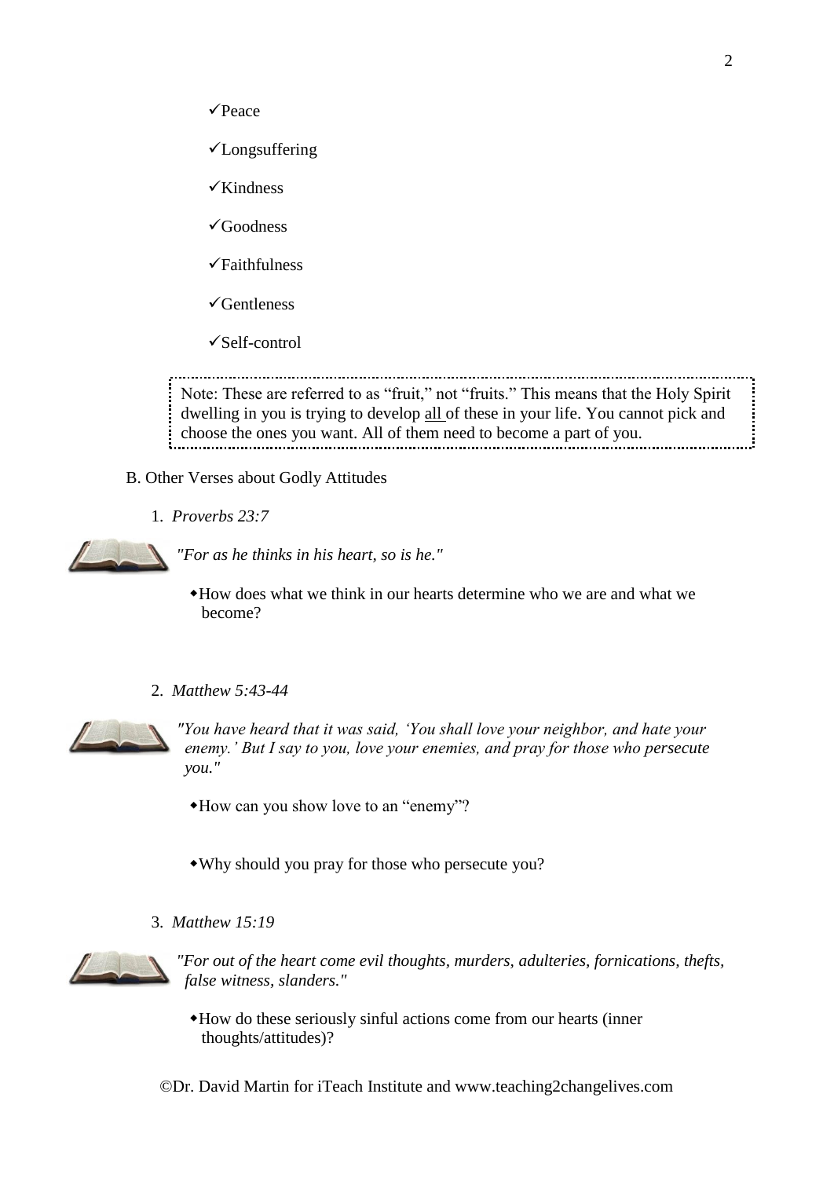- ✓Peace
- ✓Longsuffering
- ✓Kindness
- ✓Goodness
- ✓Faithfulness
- ✓Gentleness
- ✓Self-control

> Note: These are referred to as "fruit," not "fruits." This means that the Holy Spirit dwelling in you is trying to develop <u>all</u> of these in your life. You cannot pick and choose the ones you want. All of them need to become a part of you.

B. Other Verses about Godly Attitudes

1. *Proverbs 23:7*

*"For as he thinks in his heart, so is he."*

- How does what we think in our hearts determine who we are and what we become?

2. *Matthew 5:43-44*

*"You have heard that it was said, 'You shall love your neighbor, and hate your enemy.' But I say to you, love your enemies, and pray for those who persecute you."*

- How can you show love to an "enemy"?

- Why should you pray for those who persecute you?

3. *Matthew 15:19*

*"For out of the heart come evil thoughts, murders, adulteries, fornications, thefts, false witness, slanders."*

- How do these seriously sinful actions come from our hearts (inner thoughts/attitudes)?

©Dr. David Martin for iTeach Institute and www.teaching2changelives.com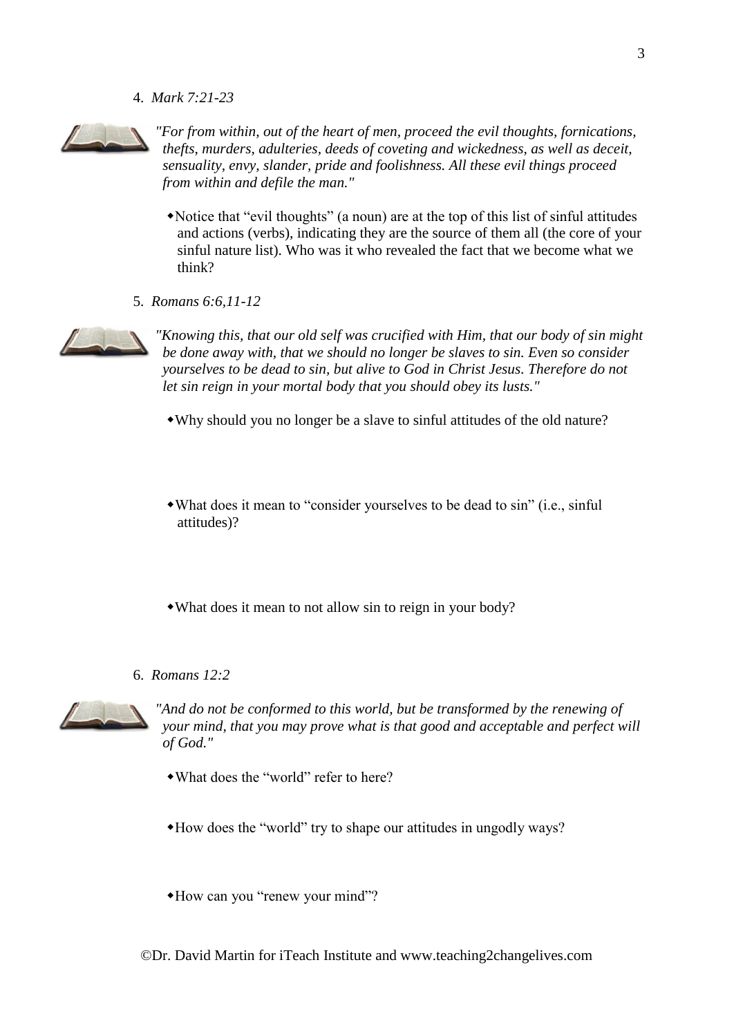4. *Mark 7:21-23*

*"For from within, out of the heart of men, proceed the evil thoughts, fornications, thefts, murders, adulteries, deeds of coveting and wickedness, as well as deceit, sensuality, envy, slander, pride and foolishness. All these evil things proceed from within and defile the man."*

- Notice that "evil thoughts" (a noun) are at the top of this list of sinful attitudes and actions (verbs), indicating they are the source of them all (the core of your sinful nature list). Who was it who revealed the fact that we become what we think?

5. *Romans 6:6,11-12*

*"Knowing this, that our old self was crucified with Him, that our body of sin might be done away with, that we should no longer be slaves to sin. Even so consider yourselves to be dead to sin, but alive to God in Christ Jesus. Therefore do not let sin reign in your mortal body that you should obey its lusts."*

- Why should you no longer be a slave to sinful attitudes of the old nature?

- What does it mean to "consider yourselves to be dead to sin" (i.e., sinful attitudes)?

- What does it mean to not allow sin to reign in your body?

6. *Romans 12:2*

*"And do not be conformed to this world, but be transformed by the renewing of your mind, that you may prove what is that good and acceptable and perfect will of God."*

- What does the "world" refer to here?

- How does the "world" try to shape our attitudes in ungodly ways?

- How can you "renew your mind"?

©Dr. David Martin for iTeach Institute and www.teaching2changelives.com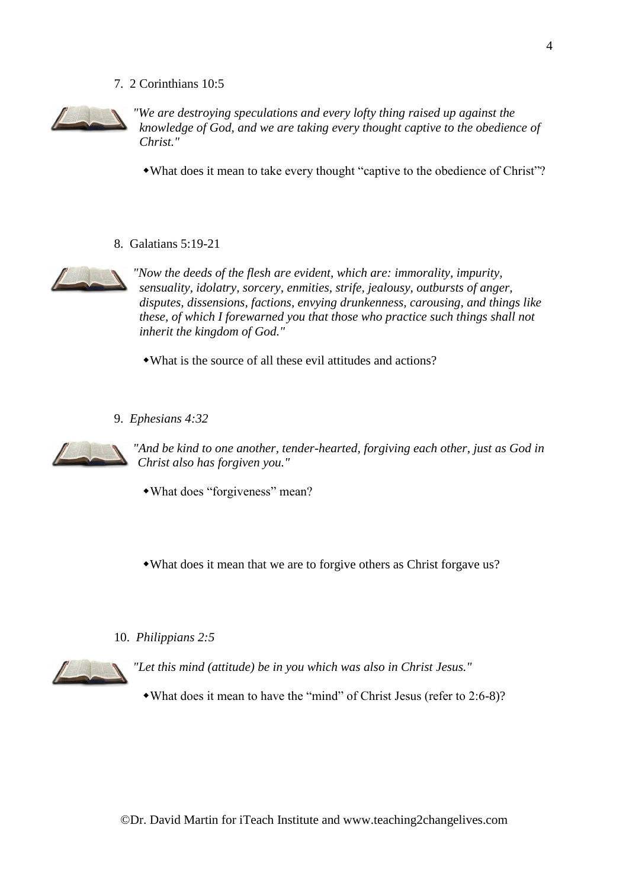7. 2 Corinthians 10:5

*"We are destroying speculations and every lofty thing raised up against the knowledge of God, and we are taking every thought captive to the obedience of Christ."*

- What does it mean to take every thought "captive to the obedience of Christ"?

8. Galatians 5:19-21

*"Now the deeds of the flesh are evident, which are: immorality, impurity, sensuality, idolatry, sorcery, enmities, strife, jealousy, outbursts of anger, disputes, dissensions, factions, envying drunkenness, carousing, and things like these, of which I forewarned you that those who practice such things shall not inherit the kingdom of God."*

- What is the source of all these evil attitudes and actions?

9. *Ephesians 4:32*

*"And be kind to one another, tender-hearted, forgiving each other, just as God in Christ also has forgiven you."*

- What does "forgiveness" mean?

- What does it mean that we are to forgive others as Christ forgave us?

10. *Philippians 2:5*

*"Let this mind (attitude) be in you which was also in Christ Jesus."*

- What does it mean to have the "mind" of Christ Jesus (refer to 2:6-8)?

©Dr. David Martin for iTeach Institute and www.teaching2changelives.com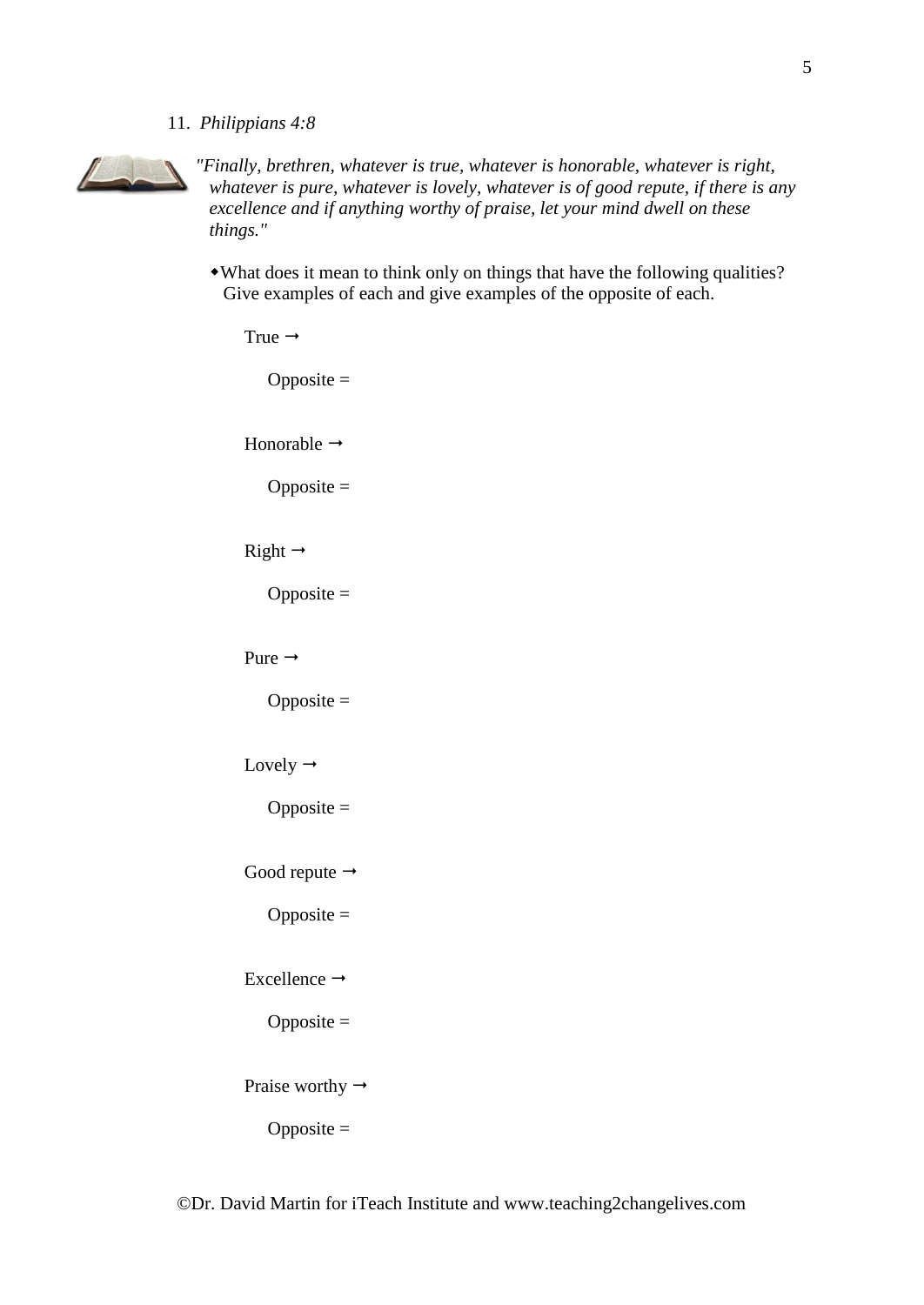11. *Philippians 4:8*

*"Finally, brethren, whatever is true, whatever is honorable, whatever is right, whatever is pure, whatever is lovely, whatever is of good repute, if there is any excellence and if anything worthy of praise, let your mind dwell on these things."*

- What does it mean to think only on things that have the following qualities? Give examples of each and give examples of the opposite of each.

  True →

  Opposite =

  Honorable →

  Opposite =

  Right →

  Opposite =

  Pure →

  Opposite =

  Lovely →

  Opposite =

  Good repute →

  Opposite =

  Excellence →

  Opposite =

  Praise worthy →

  Opposite =

©Dr. David Martin for iTeach Institute and www.teaching2changelives.com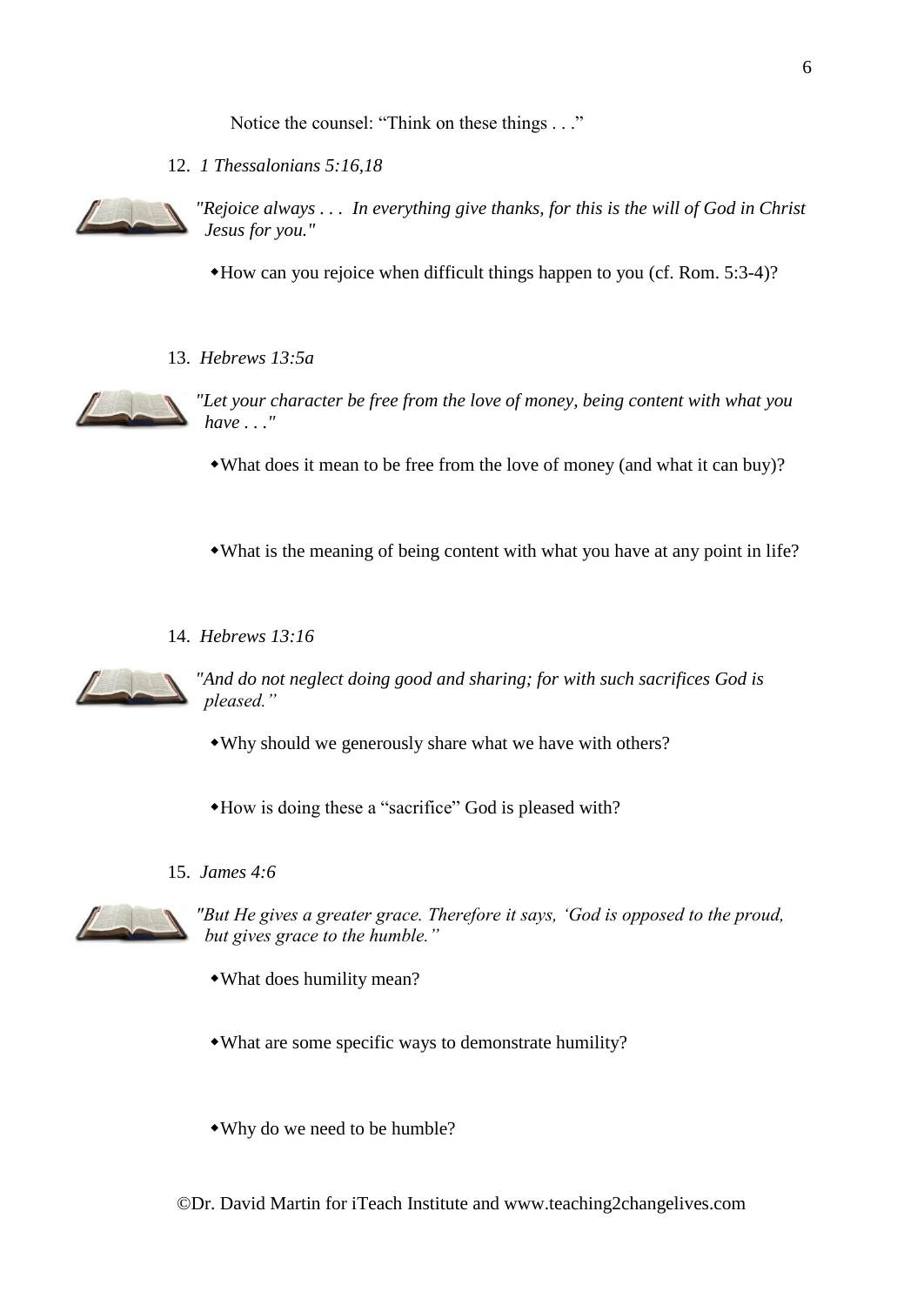Notice the counsel: "Think on these things . . ."

12. *1 Thessalonians 5:16,18*

*"Rejoice always . . . In everything give thanks, for this is the will of God in Christ Jesus for you."*

- How can you rejoice when difficult things happen to you (cf. Rom. 5:3-4)?

13. *Hebrews 13:5a*

*"Let your character be free from the love of money, being content with what you have . . ."*

- What does it mean to be free from the love of money (and what it can buy)?

- What is the meaning of being content with what you have at any point in life?

14. *Hebrews 13:16*

*"And do not neglect doing good and sharing; for with such sacrifices God is pleased."*

- Why should we generously share what we have with others?

- How is doing these a "sacrifice" God is pleased with?

15. *James 4:6*

*"But He gives a greater grace. Therefore it says, 'God is opposed to the proud, but gives grace to the humble."*

- What does humility mean?

- What are some specific ways to demonstrate humility?

- Why do we need to be humble?

©Dr. David Martin for iTeach Institute and www.teaching2changelives.com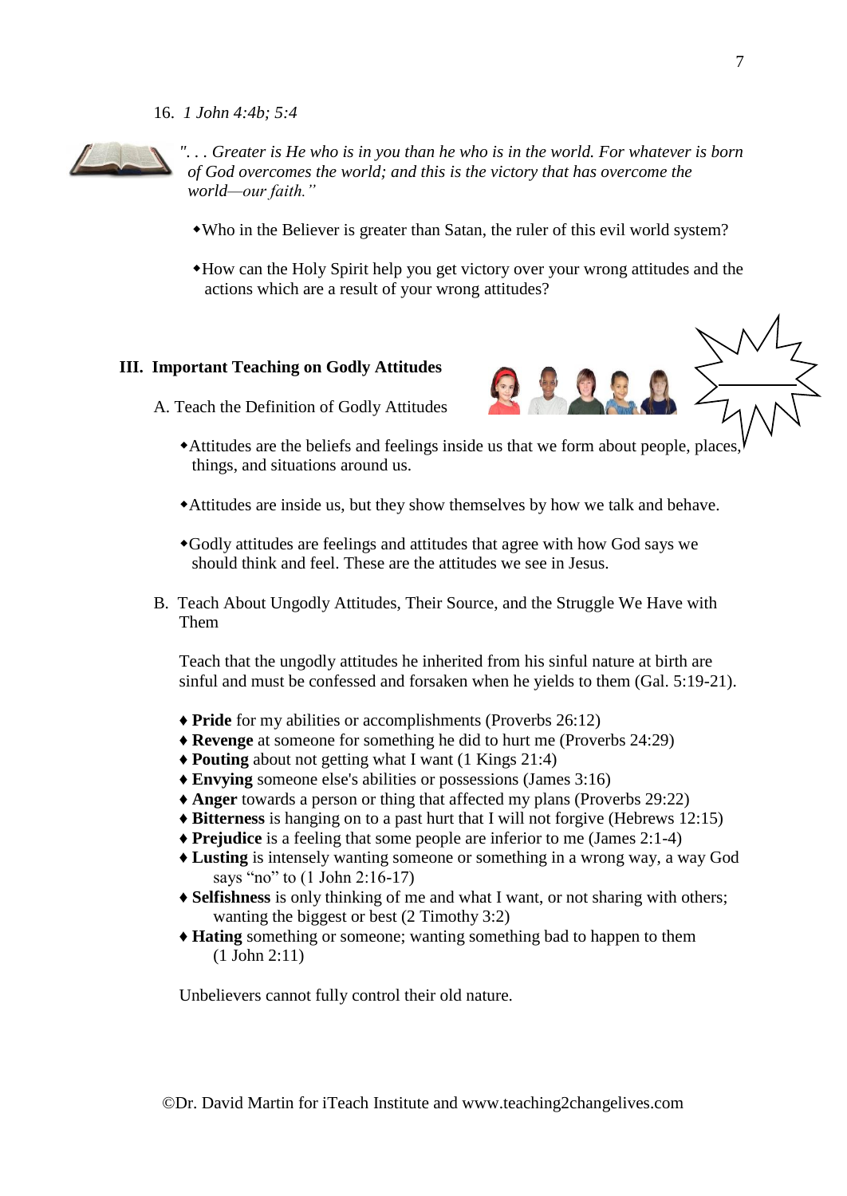16. *1 John 4:4b; 5:4*

*". . . Greater is He who is in you than he who is in the world. For whatever is born of God overcomes the world; and this is the victory that has overcome the world—our faith."*

- Who in the Believer is greater than Satan, the ruler of this evil world system?
- How can the Holy Spirit help you get victory over your wrong attitudes and the actions which are a result of your wrong attitudes?

## III. Important Teaching on Godly Attitudes

A. Teach the Definition of Godly Attitudes

- Attitudes are the beliefs and feelings inside us that we form about people, places, things, and situations around us.
- Attitudes are inside us, but they show themselves by how we talk and behave.
- Godly attitudes are feelings and attitudes that agree with how God says we should think and feel. These are the attitudes we see in Jesus.

B. Teach About Ungodly Attitudes, Their Source, and the Struggle We Have with Them

Teach that the ungodly attitudes he inherited from his sinful nature at birth are sinful and must be confessed and forsaken when he yields to them (Gal. 5:19-21).

- **Pride** for my abilities or accomplishments (Proverbs 26:12)
- **Revenge** at someone for something he did to hurt me (Proverbs 24:29)
- **Pouting** about not getting what I want (1 Kings 21:4)
- **Envying** someone else's abilities or possessions (James 3:16)
- **Anger** towards a person or thing that affected my plans (Proverbs 29:22)
- **Bitterness** is hanging on to a past hurt that I will not forgive (Hebrews 12:15)
- **Prejudice** is a feeling that some people are inferior to me (James 2:1-4)
- **Lusting** is intensely wanting someone or something in a wrong way, a way God says "no" to (1 John 2:16-17)
- **Selfishness** is only thinking of me and what I want, or not sharing with others; wanting the biggest or best (2 Timothy 3:2)
- **Hating** something or someone; wanting something bad to happen to them (1 John 2:11)

Unbelievers cannot fully control their old nature.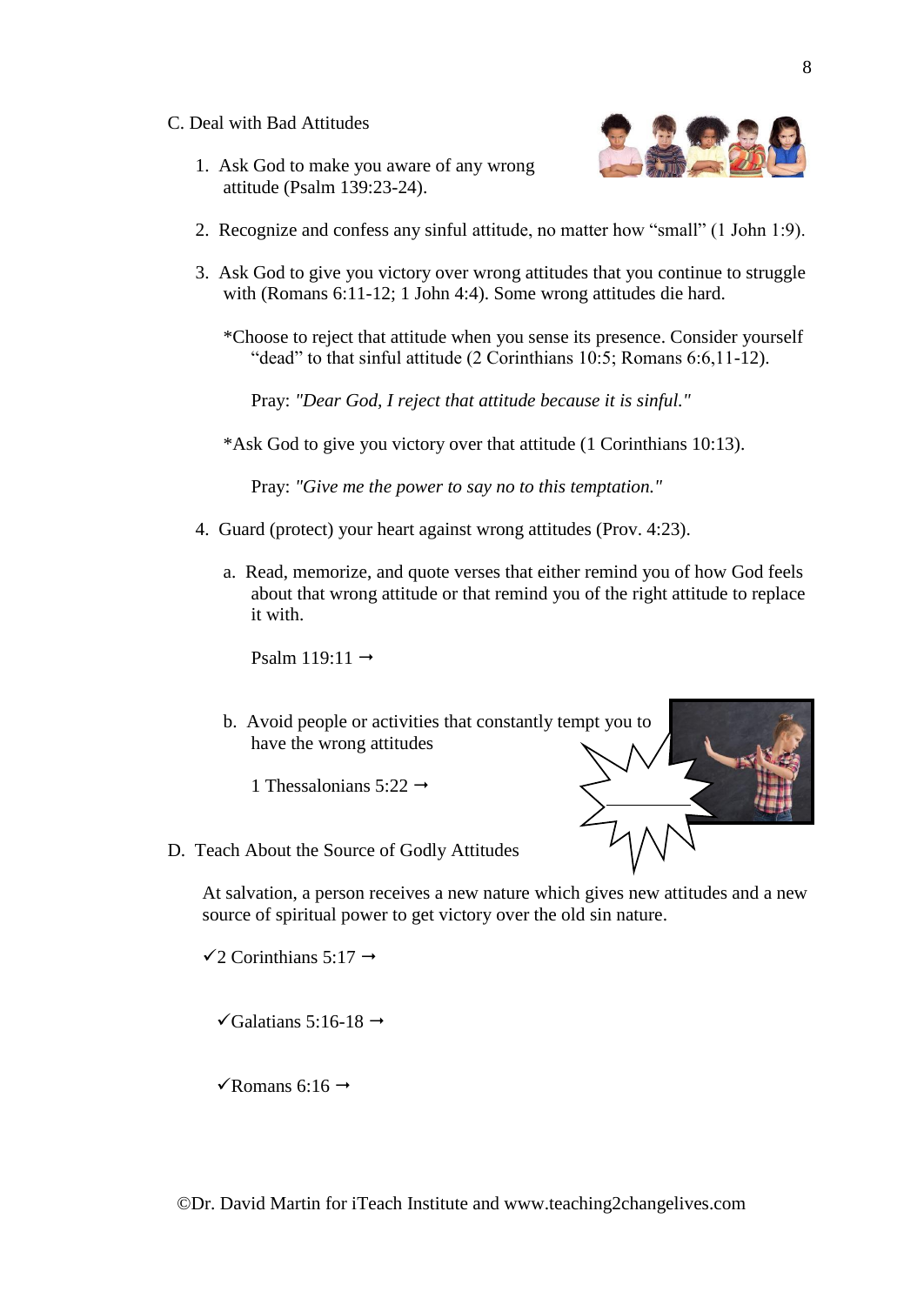C. Deal with Bad Attitudes

1. Ask God to make you aware of any wrong attitude (Psalm 139:23-24).

2. Recognize and confess any sinful attitude, no matter how "small" (1 John 1:9).

3. Ask God to give you victory over wrong attitudes that you continue to struggle with (Romans 6:11-12; 1 John 4:4). Some wrong attitudes die hard.

   *Choose to reject that attitude when you sense its presence. Consider yourself "dead" to that sinful attitude (2 Corinthians 10:5; Romans 6:6,11-12).

   Pray: *"Dear God, I reject that attitude because it is sinful."*

   *Ask God to give you victory over that attitude (1 Corinthians 10:13).

   Pray: *"Give me the power to say no to this temptation."*

4. Guard (protect) your heart against wrong attitudes (Prov. 4:23).

   a. Read, memorize, and quote verses that either remind you of how God feels about that wrong attitude or that remind you of the right attitude to replace it with.

      Psalm 119:11 →

   b. Avoid people or activities that constantly tempt you to have the wrong attitudes

      1 Thessalonians 5:22 →

      ____________

D. Teach About the Source of Godly Attitudes

At salvation, a person receives a new nature which gives new attitudes and a new source of spiritual power to get victory over the old sin nature.

✓2 Corinthians 5:17 →

✓Galatians 5:16-18 →

✓Romans 6:16 →

©Dr. David Martin for iTeach Institute and www.teaching2changelives.com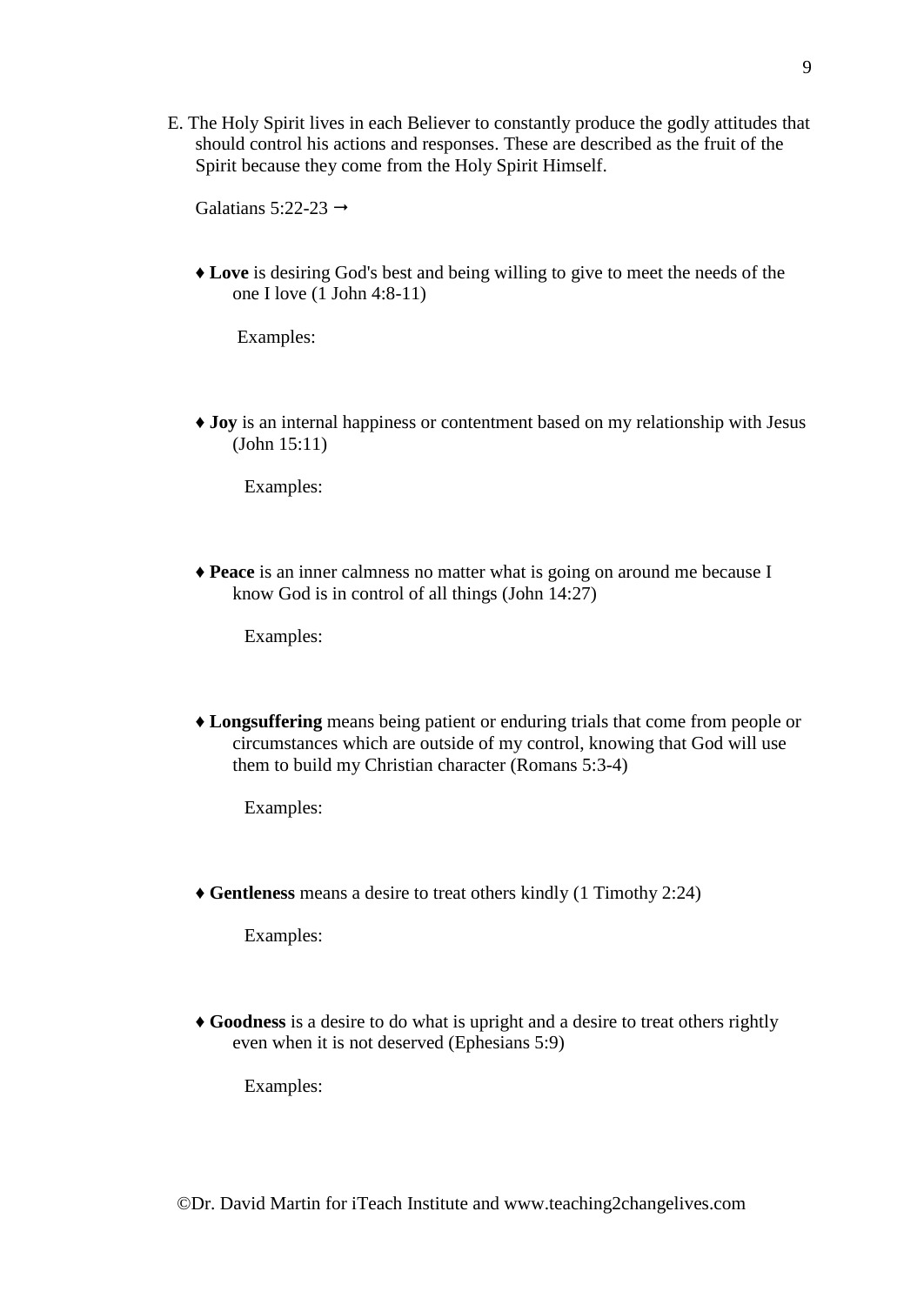E. The Holy Spirit lives in each Believer to constantly produce the godly attitudes that should control his actions and responses. These are described as the fruit of the Spirit because they come from the Holy Spirit Himself.

Galatians 5:22-23 →

- ♦ **Love** is desiring God's best and being willing to give to meet the needs of the one I love (1 John 4:8-11)

  Examples:

- ♦ **Joy** is an internal happiness or contentment based on my relationship with Jesus (John 15:11)

  Examples:

- ♦ **Peace** is an inner calmness no matter what is going on around me because I know God is in control of all things (John 14:27)

  Examples:

- ♦ **Longsuffering** means being patient or enduring trials that come from people or circumstances which are outside of my control, knowing that God will use them to build my Christian character (Romans 5:3-4)

  Examples:

- ♦ **Gentleness** means a desire to treat others kindly (1 Timothy 2:24)

  Examples:

- ♦ **Goodness** is a desire to do what is upright and a desire to treat others rightly even when it is not deserved (Ephesians 5:9)

  Examples: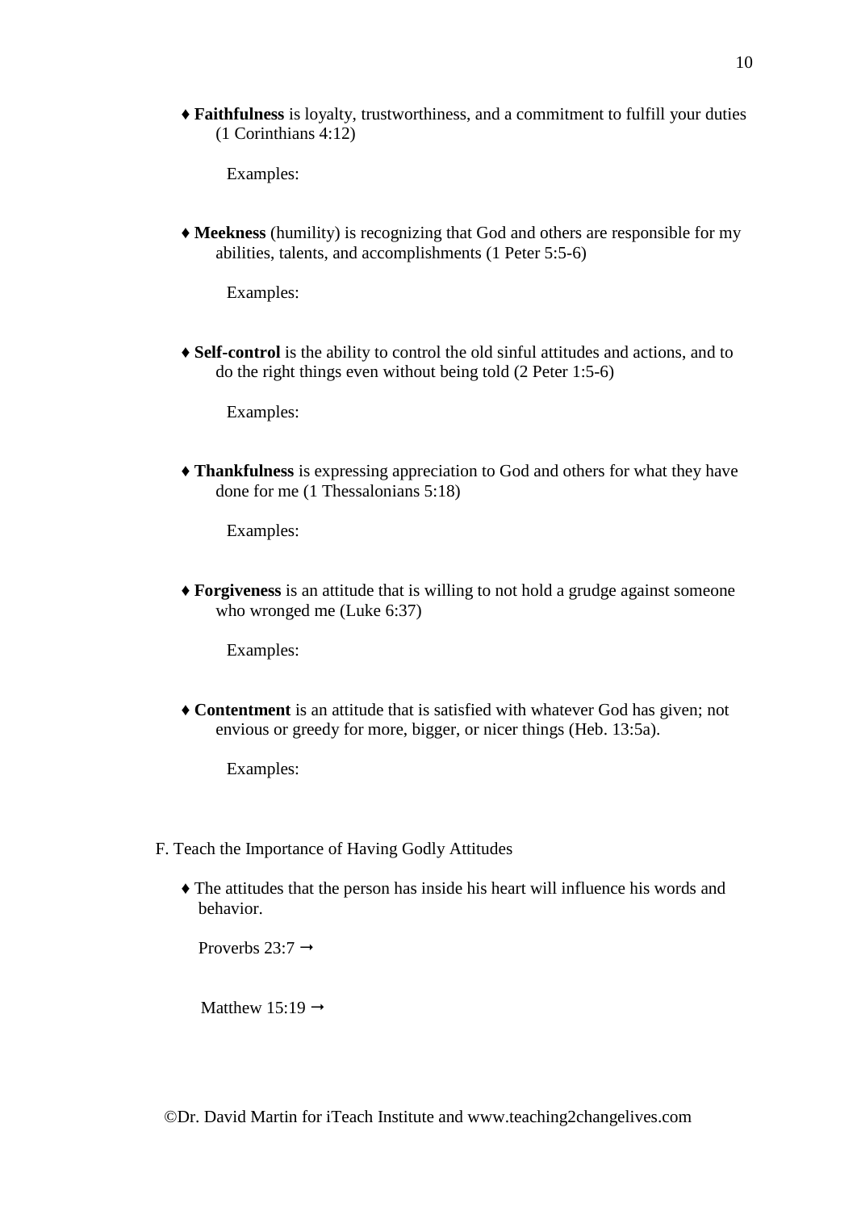- ♦ **Faithfulness** is loyalty, trustworthiness, and a commitment to fulfill your duties (1 Corinthians 4:12)

  Examples:

- ♦ **Meekness** (humility) is recognizing that God and others are responsible for my abilities, talents, and accomplishments (1 Peter 5:5-6)

  Examples:

- ♦ **Self-control** is the ability to control the old sinful attitudes and actions, and to do the right things even without being told (2 Peter 1:5-6)

  Examples:

- ♦ **Thankfulness** is expressing appreciation to God and others for what they have done for me (1 Thessalonians 5:18)

  Examples:

- ♦ **Forgiveness** is an attitude that is willing to not hold a grudge against someone who wronged me (Luke 6:37)

  Examples:

- ♦ **Contentment** is an attitude that is satisfied with whatever God has given; not envious or greedy for more, bigger, or nicer things (Heb. 13:5a).

  Examples:

F. Teach the Importance of Having Godly Attitudes

- ♦ The attitudes that the person has inside his heart will influence his words and behavior.

  Proverbs 23:7 →

  Matthew 15:19 →

©Dr. David Martin for iTeach Institute and www.teaching2changelives.com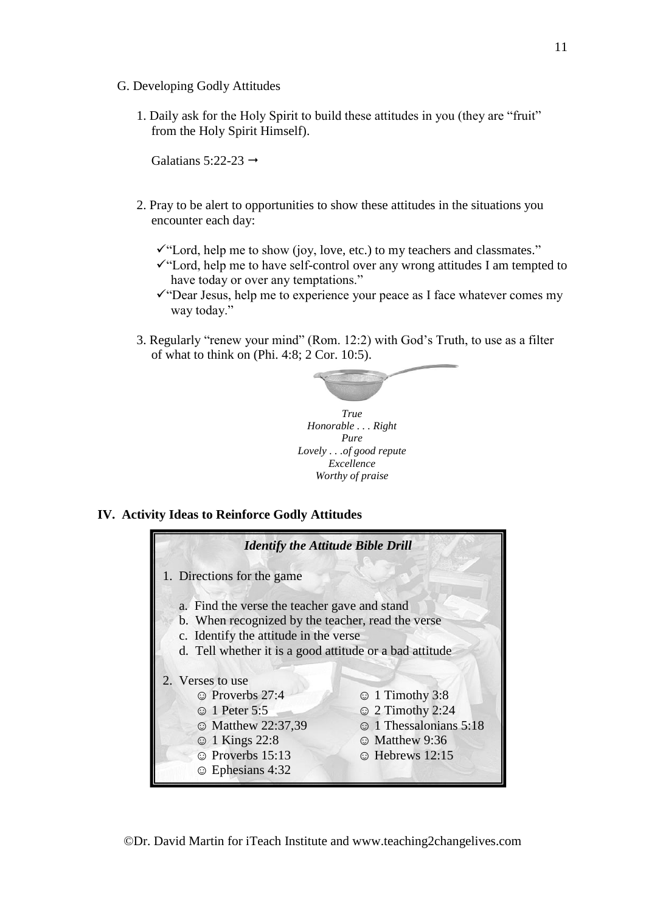G. Developing Godly Attitudes

1. Daily ask for the Holy Spirit to build these attitudes in you (they are "fruit" from the Holy Spirit Himself).

   Galatians 5:22-23 →

2. Pray to be alert to opportunities to show these attitudes in the situations you encounter each day:

   ✓"Lord, help me to show (joy, love, etc.) to my teachers and classmates."
   ✓"Lord, help me to have self-control over any wrong attitudes I am tempted to have today or over any temptations."
   ✓"Dear Jesus, help me to experience your peace as I face whatever comes my way today."

3. Regularly "renew your mind" (Rom. 12:2) with God's Truth, to use as a filter of what to think on (Phi. 4:8; 2 Cor. 10:5).

*True*
*Honorable . . . Right*
*Pure*
*Lovely . . .of good repute*
*Excellence*
*Worthy of praise*

## IV. Activity Ideas to Reinforce Godly Attitudes

***Identify the Attitude Bible Drill***

1. Directions for the game

   a. Find the verse the teacher gave and stand
   b. When recognized by the teacher, read the verse
   c. Identify the attitude in the verse
   d. Tell whether it is a good attitude or a bad attitude

2. Verses to use

   ☺ Proverbs 27:4
   ☺ 1 Peter 5:5
   ☺ Matthew 22:37,39
   ☺ 1 Kings 22:8
   ☺ Proverbs 15:13
   ☺ Ephesians 4:32
   ☺ 1 Timothy 3:8
   ☺ 2 Timothy 2:24
   ☺ 1 Thessalonians 5:18
   ☺ Matthew 9:36
   ☺ Hebrews 12:15

©Dr. David Martin for iTeach Institute and www.teaching2changelives.com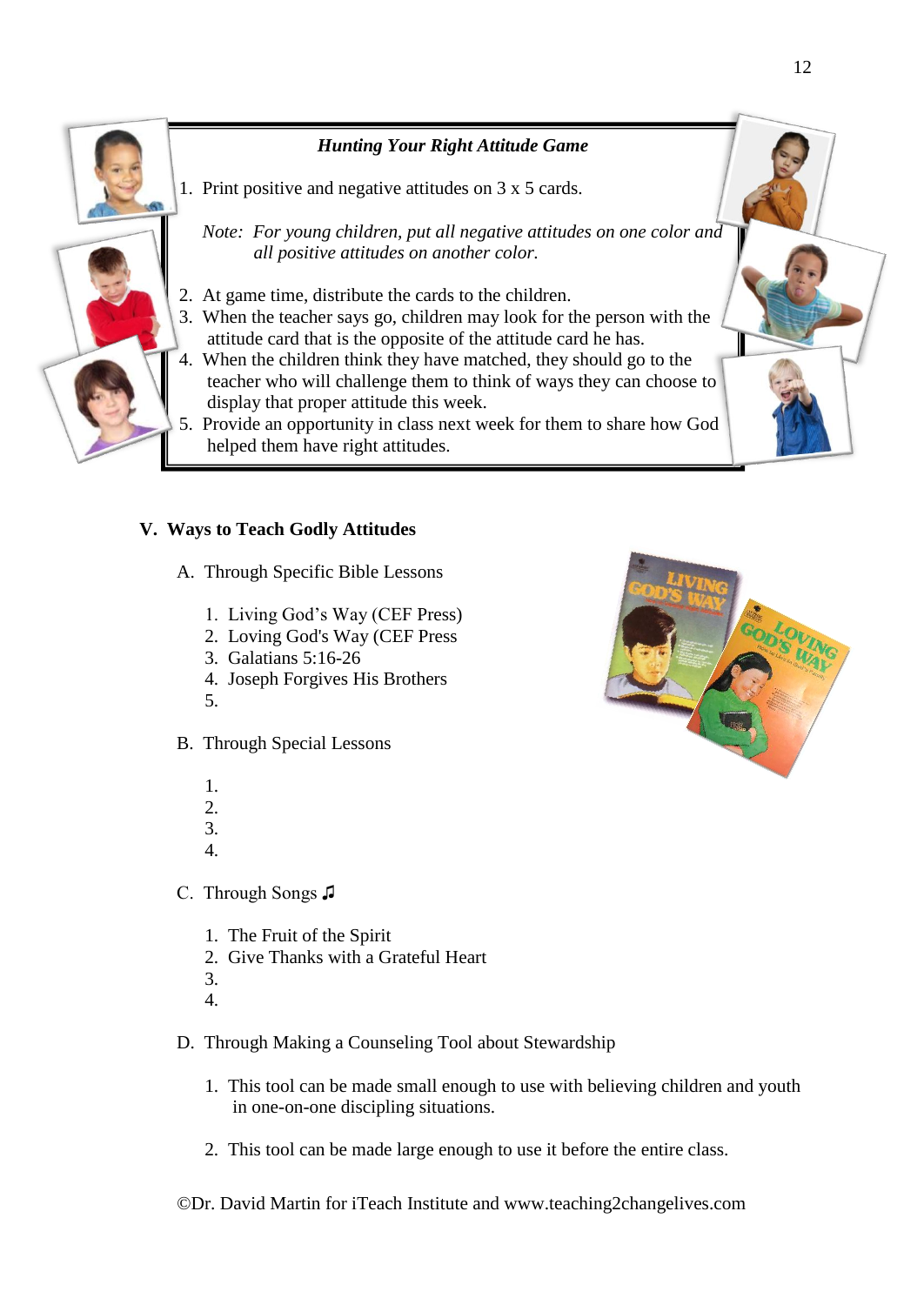### *Hunting Your Right Attitude Game*

1. Print positive and negative attitudes on 3 x 5 cards.

   *Note: For young children, put all negative attitudes on one color and all positive attitudes on another color.*

2. At game time, distribute the cards to the children.
3. When the teacher says go, children may look for the person with the attitude card that is the opposite of the attitude card he has.
4. When the children think they have matched, they should go to the teacher who will challenge them to think of ways they can choose to display that proper attitude this week.
5. Provide an opportunity in class next week for them to share how God helped them have right attitudes.

## V. Ways to Teach Godly Attitudes

A. Through Specific Bible Lessons

1. Living God's Way (CEF Press)
2. Loving God's Way (CEF Press
3. Galatians 5:16-26
4. Joseph Forgives His Brothers
5. 

B. Through Special Lessons

1. 
2. 
3. 
4. 

C. Through Songs ♫

1. The Fruit of the Spirit
2. Give Thanks with a Grateful Heart
3. 
4. 

D. Through Making a Counseling Tool about Stewardship

1. This tool can be made small enough to use with believing children and youth in one-on-one discipling situations.

2. This tool can be made large enough to use it before the entire class.

©Dr. David Martin for iTeach Institute and www.teaching2changelives.com